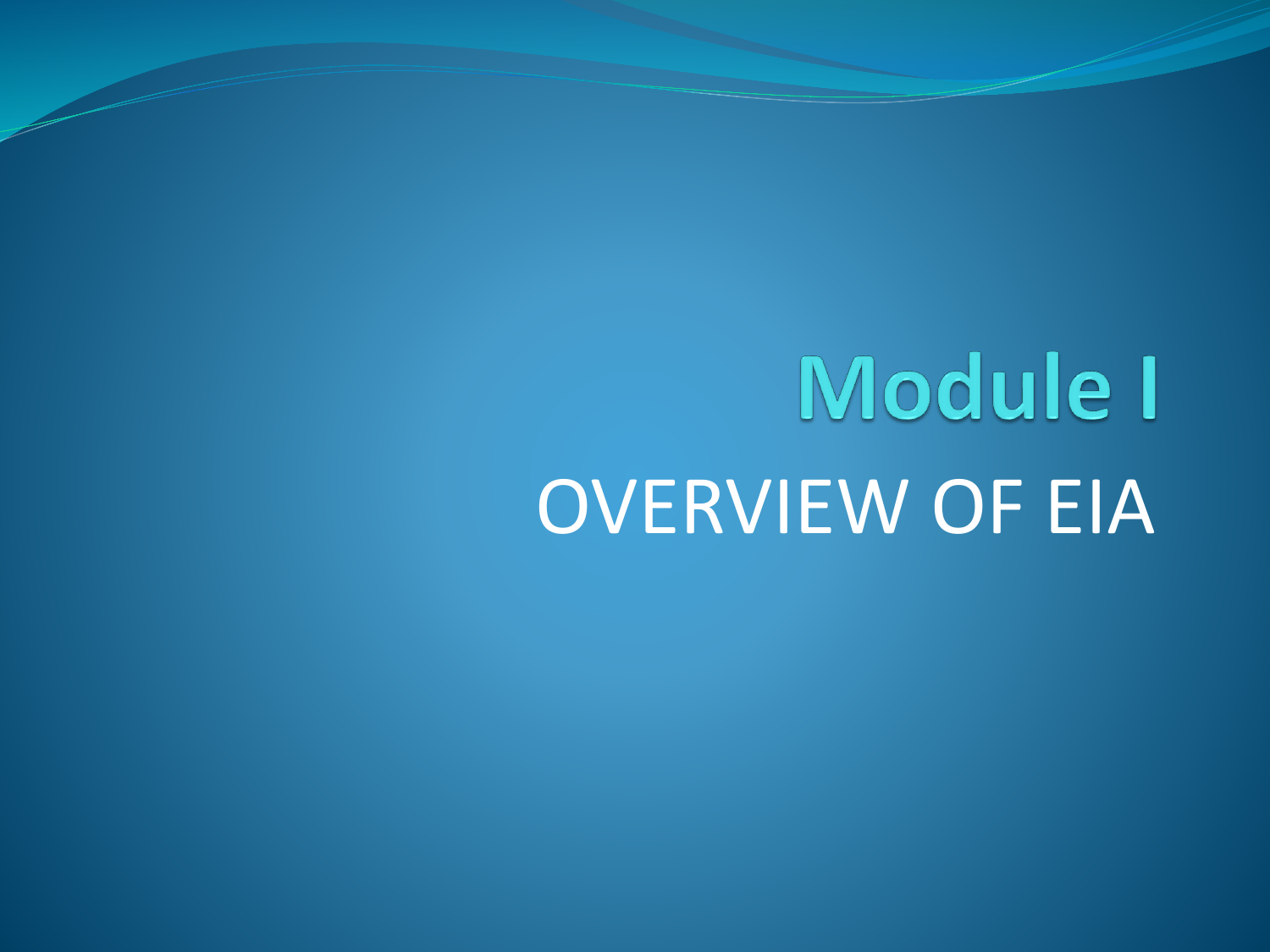# Module I

OVERVIEW OF EIA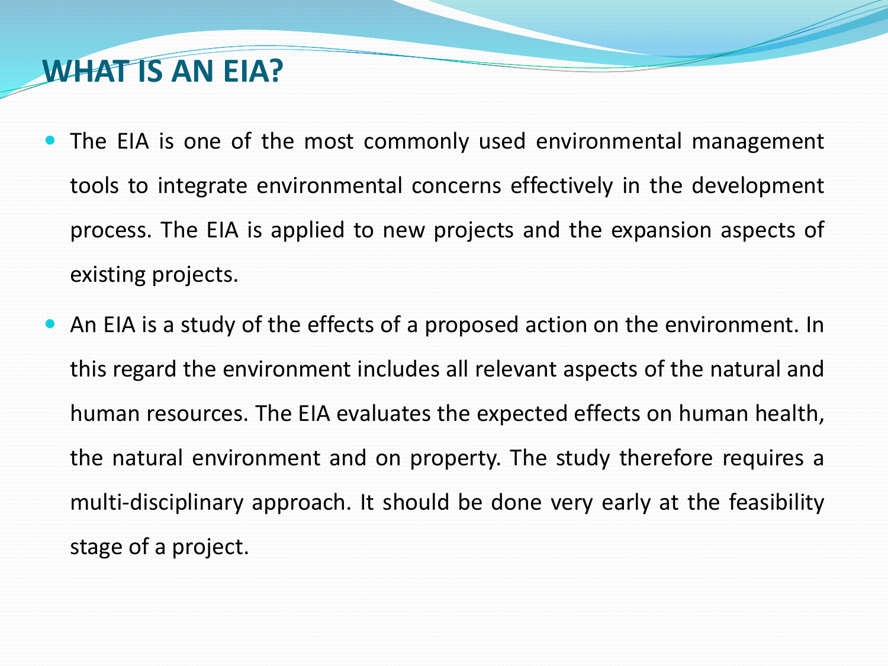# WHAT IS AN EIA?

- The EIA is one of the most commonly used environmental management tools to integrate environmental concerns effectively in the development process. The EIA is applied to new projects and the expansion aspects of existing projects.
- An EIA is a study of the effects of a proposed action on the environment. In this regard the environment includes all relevant aspects of the natural and human resources. The EIA evaluates the expected effects on human health, the natural environment and on property. The study therefore requires a multi-disciplinary approach. It should be done very early at the feasibility stage of a project.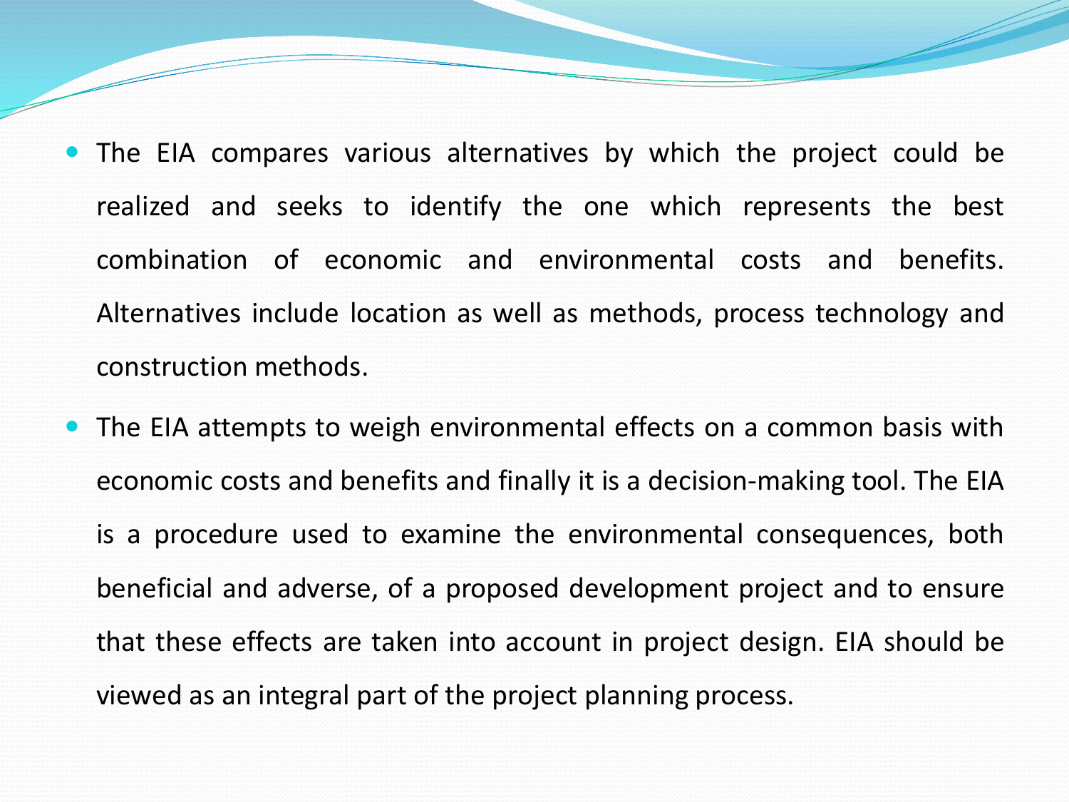- The EIA compares various alternatives by which the project could be realized and seeks to identify the one which represents the best combination of economic and environmental costs and benefits. Alternatives include location as well as methods, process technology and construction methods.
- The EIA attempts to weigh environmental effects on a common basis with economic costs and benefits and finally it is a decision-making tool. The EIA is a procedure used to examine the environmental consequences, both beneficial and adverse, of a proposed development project and to ensure that these effects are taken into account in project design. EIA should be viewed as an integral part of the project planning process.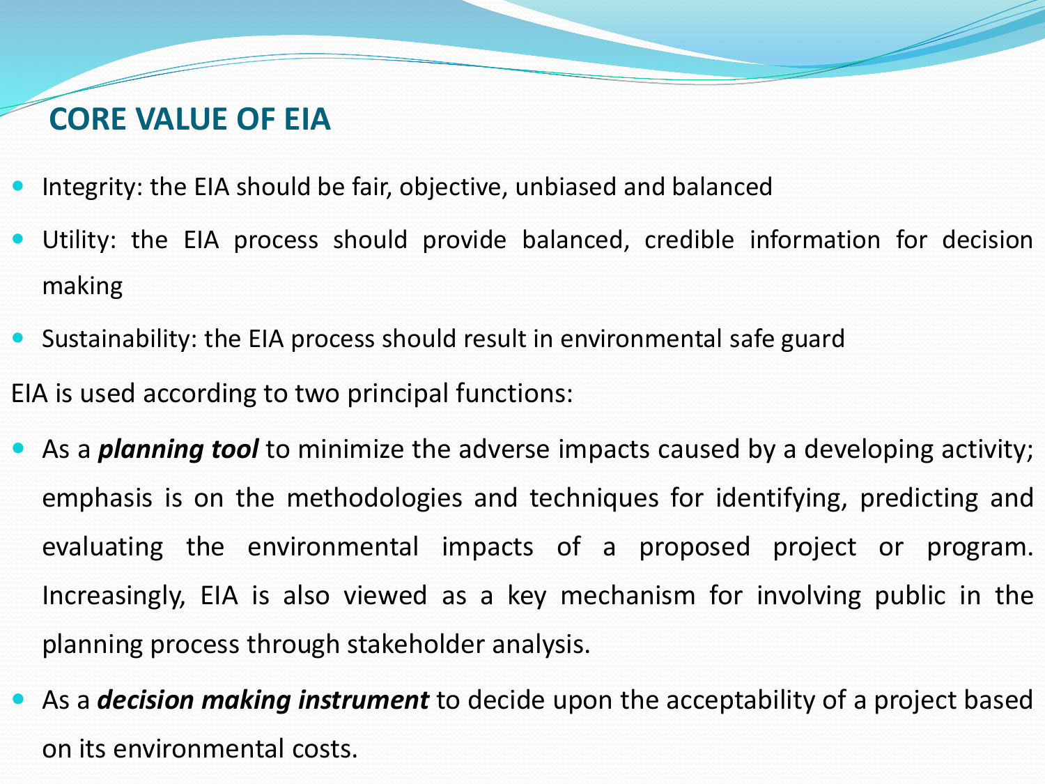## CORE VALUE OF EIA

- Integrity: the EIA should be fair, objective, unbiased and balanced
- Utility: the EIA process should provide balanced, credible information for decision making
- Sustainability: the EIA process should result in environmental safe guard

EIA is used according to two principal functions:

- As a ***planning tool*** to minimize the adverse impacts caused by a developing activity; emphasis is on the methodologies and techniques for identifying, predicting and evaluating the environmental impacts of a proposed project or program. Increasingly, EIA is also viewed as a key mechanism for involving public in the planning process through stakeholder analysis.
- As a ***decision making instrument*** to decide upon the acceptability of a project based on its environmental costs.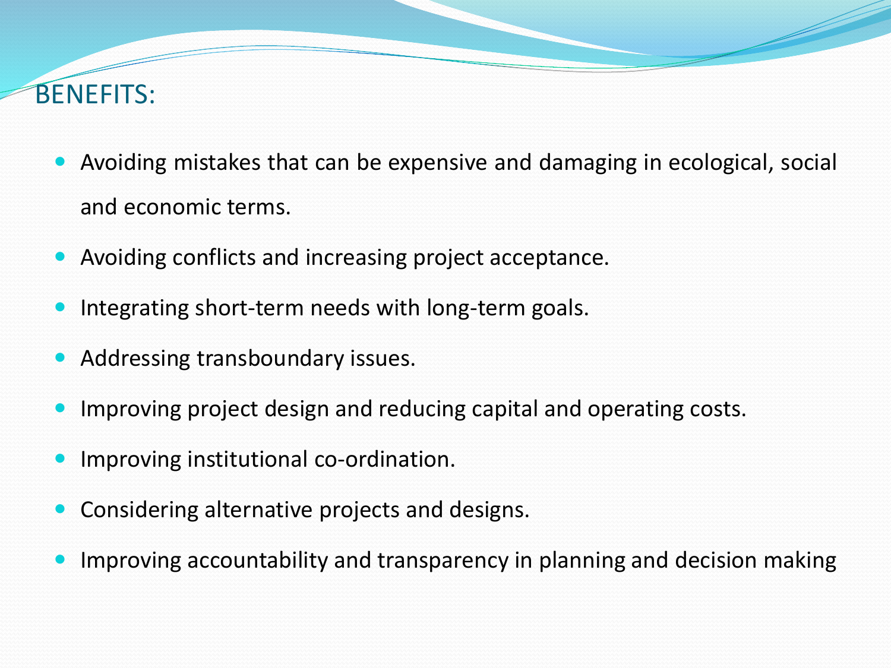# BENEFITS:

- Avoiding mistakes that can be expensive and damaging in ecological, social and economic terms.
- Avoiding conflicts and increasing project acceptance.
- Integrating short-term needs with long-term goals.
- Addressing transboundary issues.
- Improving project design and reducing capital and operating costs.
- Improving institutional co-ordination.
- Considering alternative projects and designs.
- Improving accountability and transparency in planning and decision making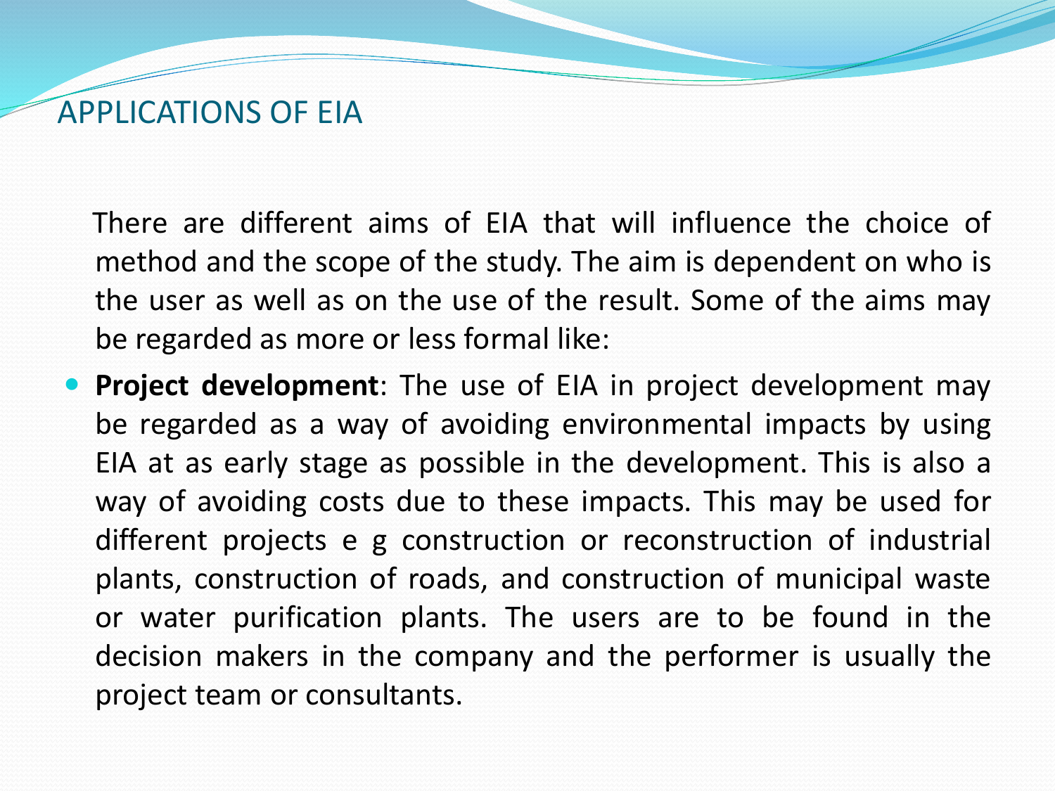# APPLICATIONS OF EIA

There are different aims of EIA that will influence the choice of method and the scope of the study. The aim is dependent on who is the user as well as on the use of the result. Some of the aims may be regarded as more or less formal like:

- **Project development**: The use of EIA in project development may be regarded as a way of avoiding environmental impacts by using EIA at as early stage as possible in the development. This is also a way of avoiding costs due to these impacts. This may be used for different projects e g construction or reconstruction of industrial plants, construction of roads, and construction of municipal waste or water purification plants. The users are to be found in the decision makers in the company and the performer is usually the project team or consultants.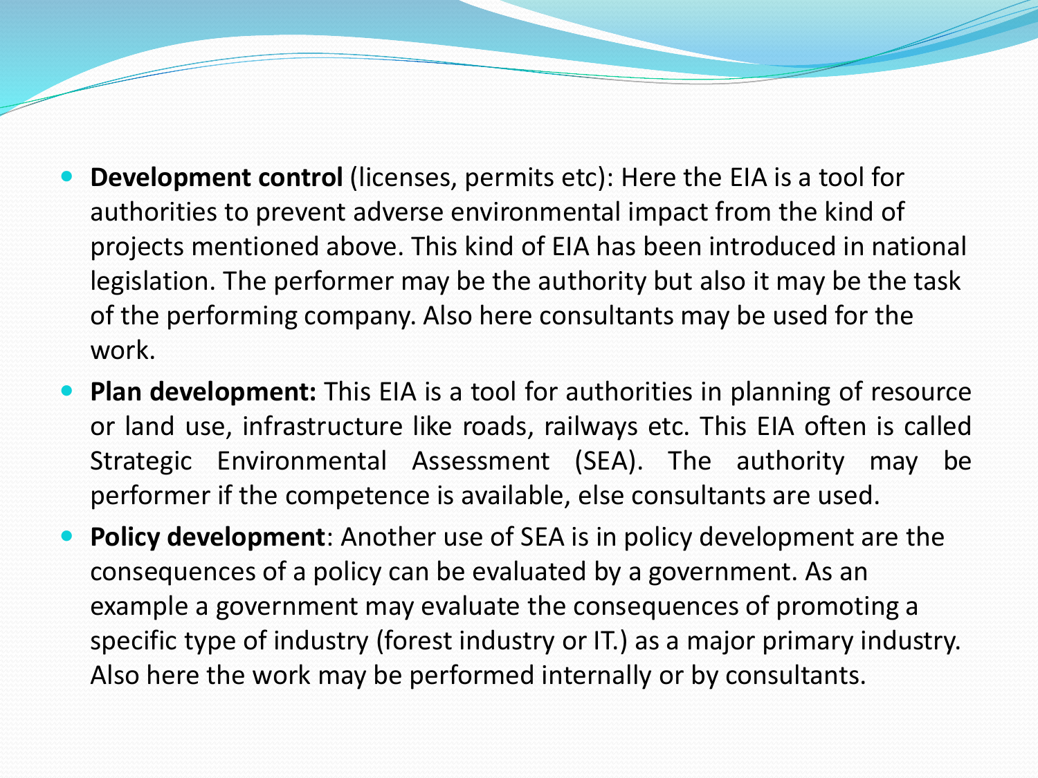- **Development control** (licenses, permits etc): Here the EIA is a tool for authorities to prevent adverse environmental impact from the kind of projects mentioned above. This kind of EIA has been introduced in national legislation. The performer may be the authority but also it may be the task of the performing company. Also here consultants may be used for the work.
- **Plan development:** This EIA is a tool for authorities in planning of resource or land use, infrastructure like roads, railways etc. This EIA often is called Strategic Environmental Assessment (SEA). The authority may be performer if the competence is available, else consultants are used.
- **Policy development**: Another use of SEA is in policy development are the consequences of a policy can be evaluated by a government. As an example a government may evaluate the consequences of promoting a specific type of industry (forest industry or IT.) as a major primary industry. Also here the work may be performed internally or by consultants.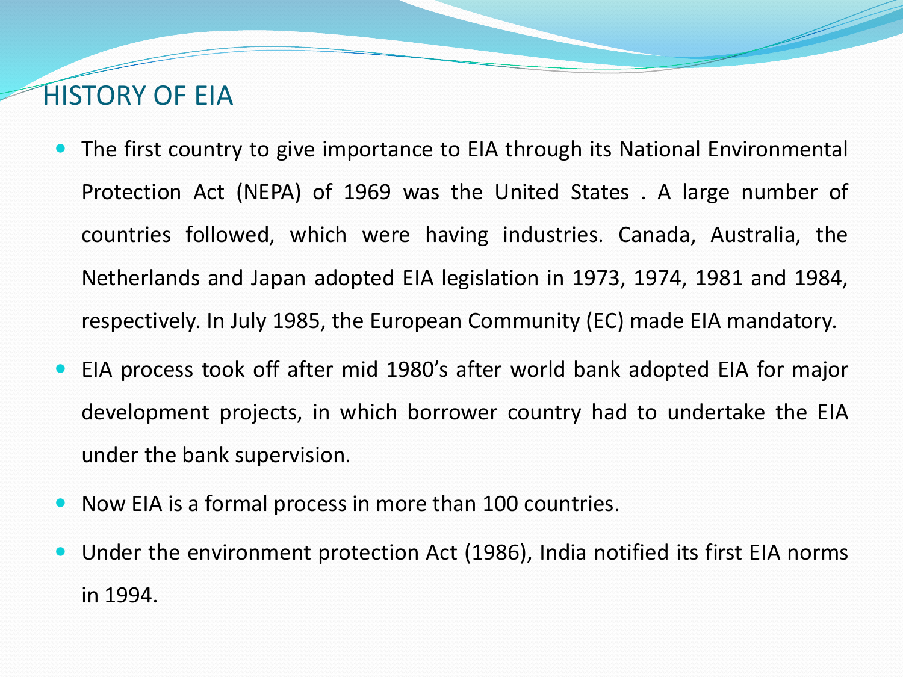# HISTORY OF EIA

- The first country to give importance to EIA through its National Environmental Protection Act (NEPA) of 1969 was the United States . A large number of countries followed, which were having industries. Canada, Australia, the Netherlands and Japan adopted EIA legislation in 1973, 1974, 1981 and 1984, respectively. In July 1985, the European Community (EC) made EIA mandatory.
- EIA process took off after mid 1980's after world bank adopted EIA for major development projects, in which borrower country had to undertake the EIA under the bank supervision.
- Now EIA is a formal process in more than 100 countries.
- Under the environment protection Act (1986), India notified its first EIA norms in 1994.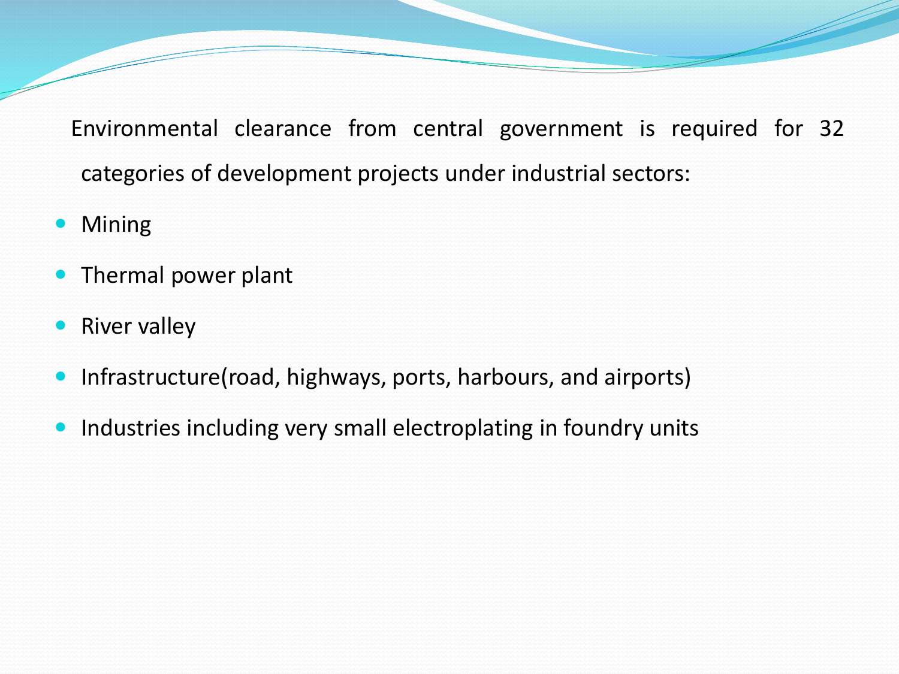Environmental clearance from central government is required for 32 categories of development projects under industrial sectors:

- Mining
- Thermal power plant
- River valley
- Infrastructure(road, highways, ports, harbours, and airports)
- Industries including very small electroplating in foundry units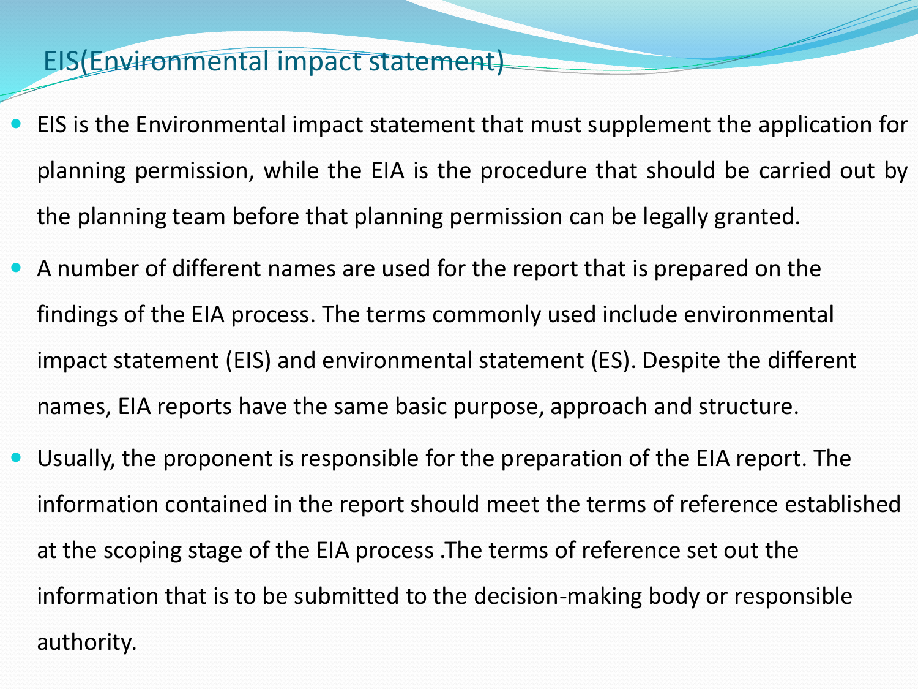## EIS(Environmental impact statement)

- EIS is the Environmental impact statement that must supplement the application for planning permission, while the EIA is the procedure that should be carried out by the planning team before that planning permission can be legally granted.
- A number of different names are used for the report that is prepared on the findings of the EIA process. The terms commonly used include environmental impact statement (EIS) and environmental statement (ES). Despite the different names, EIA reports have the same basic purpose, approach and structure.
- Usually, the proponent is responsible for the preparation of the EIA report. The information contained in the report should meet the terms of reference established at the scoping stage of the EIA process .The terms of reference set out the information that is to be submitted to the decision-making body or responsible authority.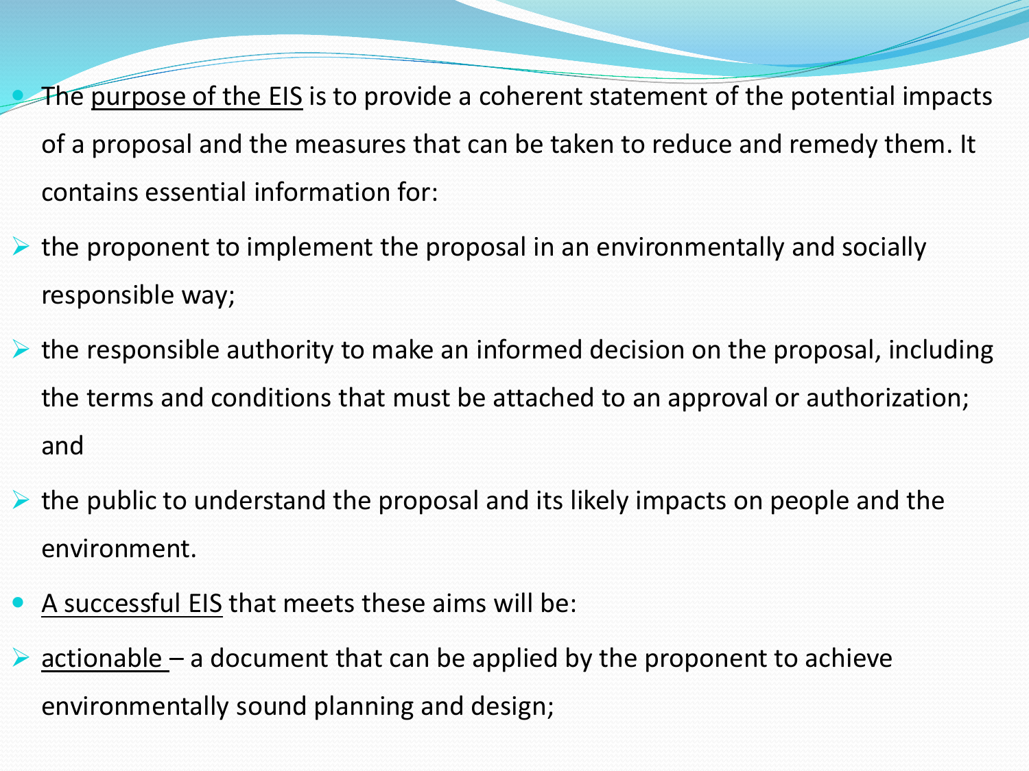- The <u>purpose of the EIS</u> is to provide a coherent statement of the potential impacts of a proposal and the measures that can be taken to reduce and remedy them. It contains essential information for:
  - the proponent to implement the proposal in an environmentally and socially responsible way;
  - the responsible authority to make an informed decision on the proposal, including the terms and conditions that must be attached to an approval or authorization; and
  - the public to understand the proposal and its likely impacts on people and the environment.
- <u>A successful EIS</u> that meets these aims will be:
  - <u>actionable</u> – a document that can be applied by the proponent to achieve environmentally sound planning and design;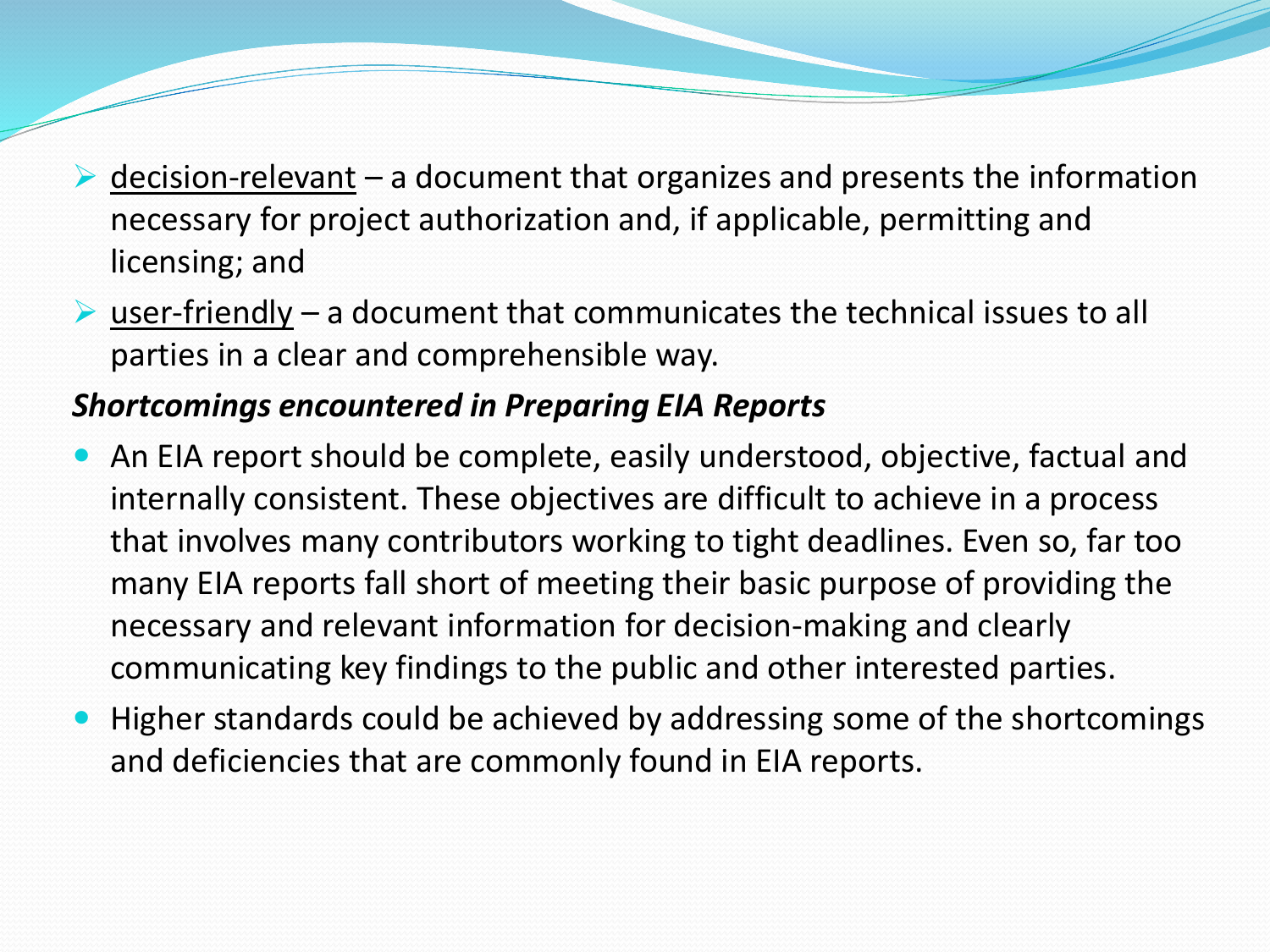- <u>decision-relevant</u> – a document that organizes and presents the information necessary for project authorization and, if applicable, permitting and licensing; and
- <u>user-friendly</u> – a document that communicates the technical issues to all parties in a clear and comprehensible way.

***Shortcomings encountered in Preparing EIA Reports***

- An EIA report should be complete, easily understood, objective, factual and internally consistent. These objectives are difficult to achieve in a process that involves many contributors working to tight deadlines. Even so, far too many EIA reports fall short of meeting their basic purpose of providing the necessary and relevant information for decision-making and clearly communicating key findings to the public and other interested parties.
- Higher standards could be achieved by addressing some of the shortcomings and deficiencies that are commonly found in EIA reports.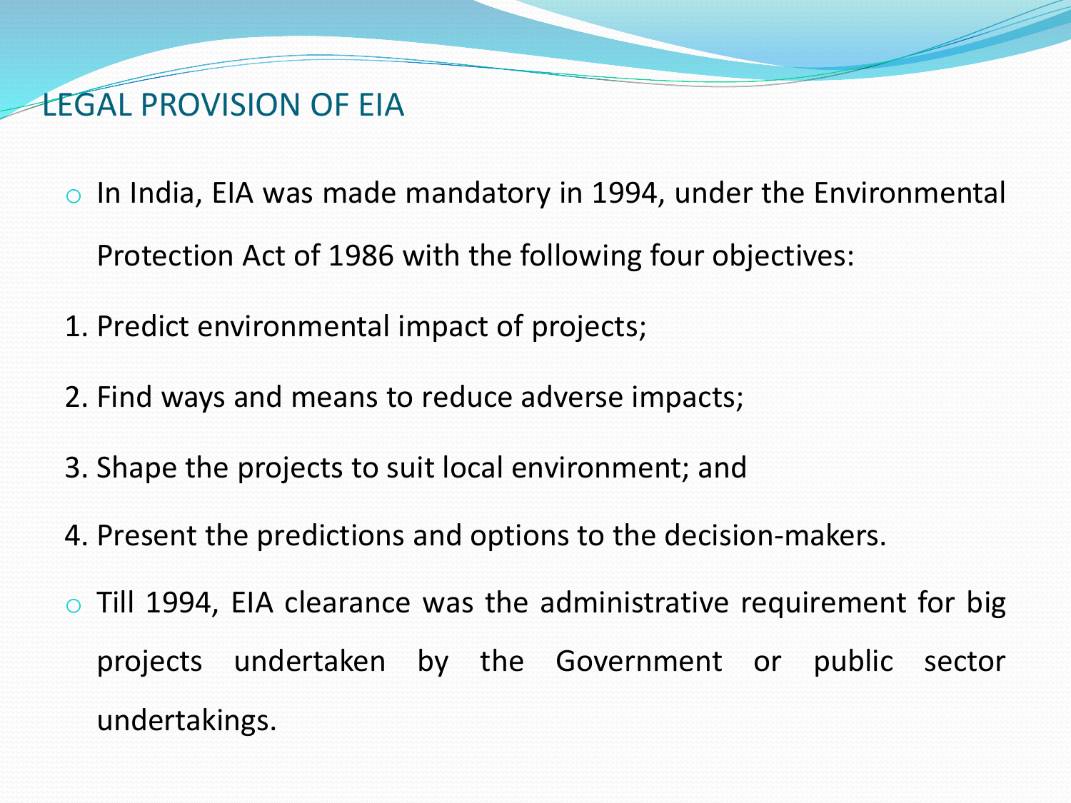## LEGAL PROVISION OF EIA

- In India, EIA was made mandatory in 1994, under the Environmental Protection Act of 1986 with the following four objectives:

1. Predict environmental impact of projects;
2. Find ways and means to reduce adverse impacts;
3. Shape the projects to suit local environment; and
4. Present the predictions and options to the decision-makers.

- Till 1994, EIA clearance was the administrative requirement for big projects undertaken by the Government or public sector undertakings.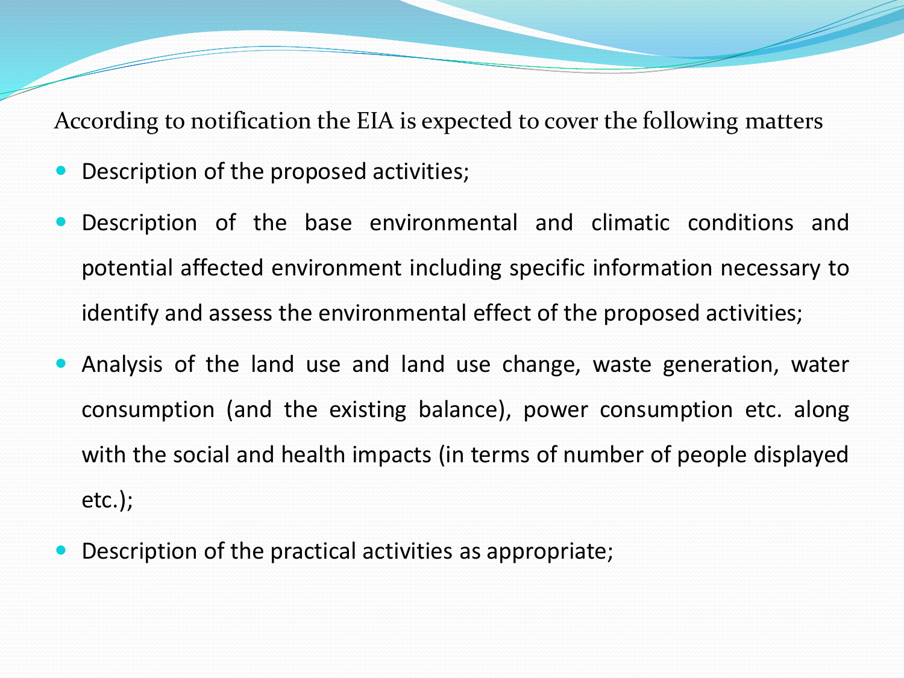According to notification the EIA is expected to cover the following matters

- Description of the proposed activities;
- Description of the base environmental and climatic conditions and potential affected environment including specific information necessary to identify and assess the environmental effect of the proposed activities;
- Analysis of the land use and land use change, waste generation, water consumption (and the existing balance), power consumption etc. along with the social and health impacts (in terms of number of people displayed etc.);
- Description of the practical activities as appropriate;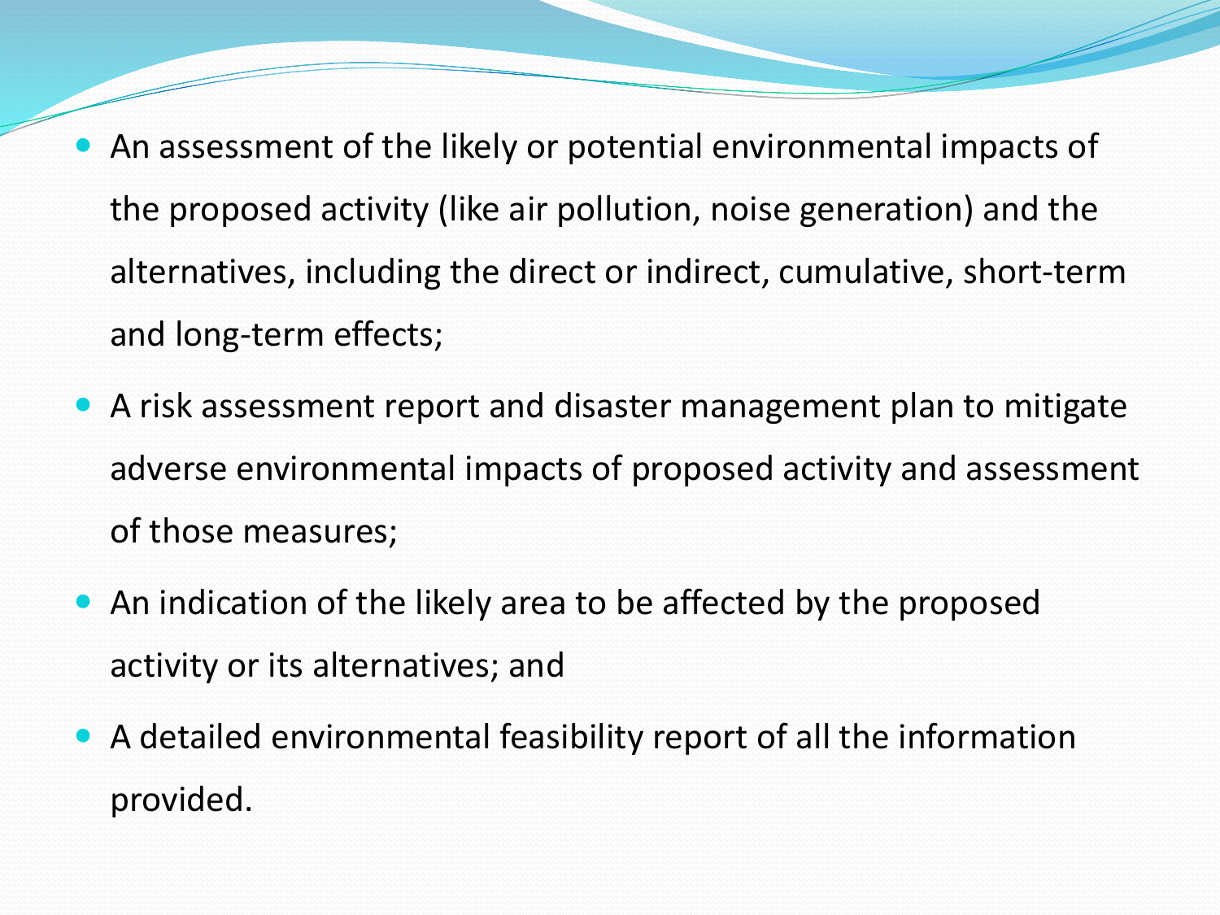- An assessment of the likely or potential environmental impacts of the proposed activity (like air pollution, noise generation) and the alternatives, including the direct or indirect, cumulative, short-term and long-term effects;
- A risk assessment report and disaster management plan to mitigate adverse environmental impacts of proposed activity and assessment of those measures;
- An indication of the likely area to be affected by the proposed activity or its alternatives; and
- A detailed environmental feasibility report of all the information provided.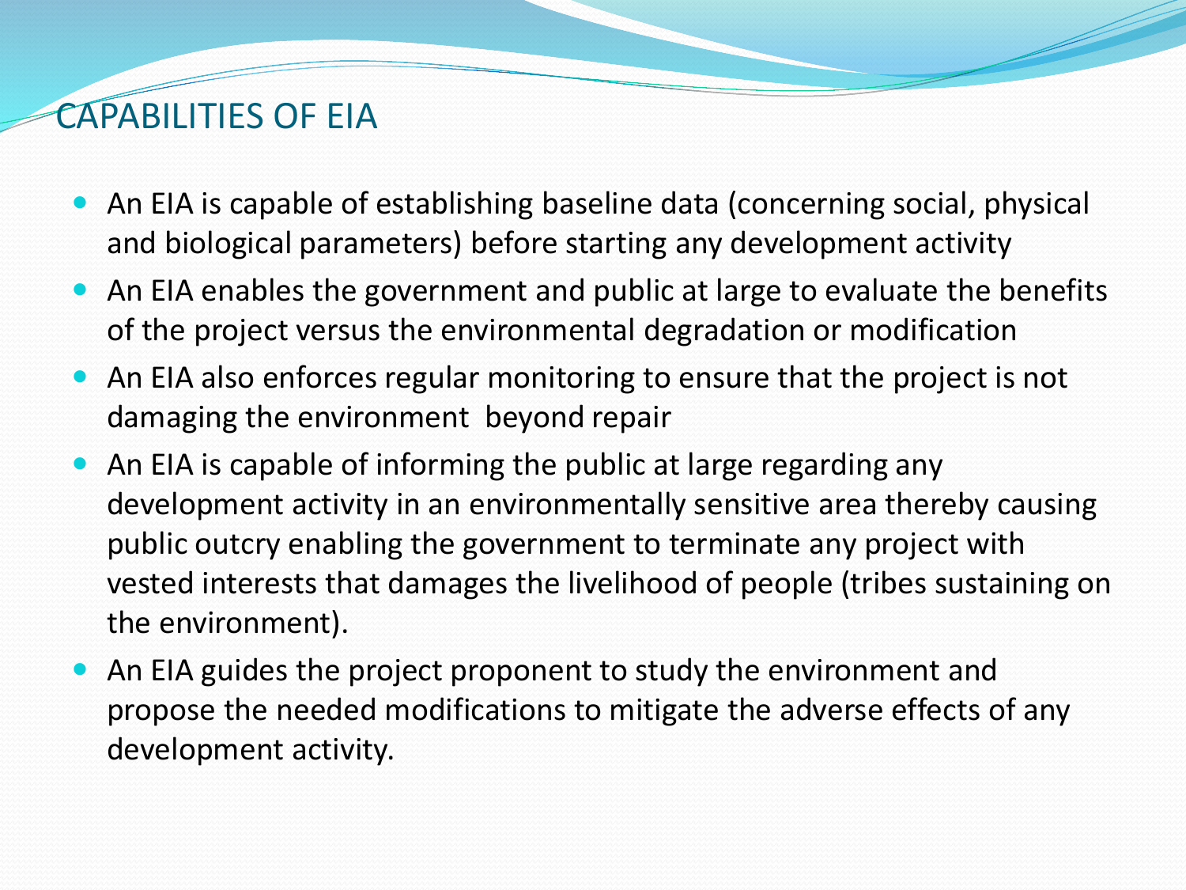# CAPABILITIES OF EIA

- An EIA is capable of establishing baseline data (concerning social, physical and biological parameters) before starting any development activity
- An EIA enables the government and public at large to evaluate the benefits of the project versus the environmental degradation or modification
- An EIA also enforces regular monitoring to ensure that the project is not damaging the environment beyond repair
- An EIA is capable of informing the public at large regarding any development activity in an environmentally sensitive area thereby causing public outcry enabling the government to terminate any project with vested interests that damages the livelihood of people (tribes sustaining on the environment).
- An EIA guides the project proponent to study the environment and propose the needed modifications to mitigate the adverse effects of any development activity.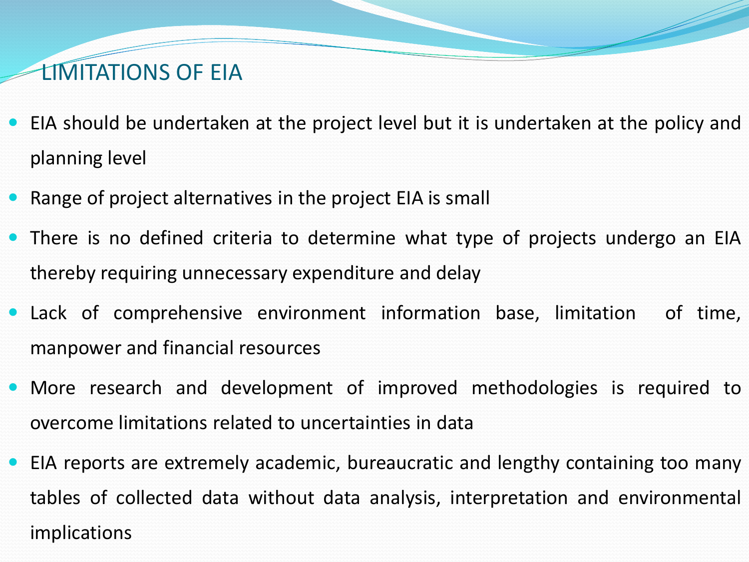# LIMITATIONS OF EIA

- EIA should be undertaken at the project level but it is undertaken at the policy and planning level
- Range of project alternatives in the project EIA is small
- There is no defined criteria to determine what type of projects undergo an EIA thereby requiring unnecessary expenditure and delay
- Lack of comprehensive environment information base, limitation of time, manpower and financial resources
- More research and development of improved methodologies is required to overcome limitations related to uncertainties in data
- EIA reports are extremely academic, bureaucratic and lengthy containing too many tables of collected data without data analysis, interpretation and environmental implications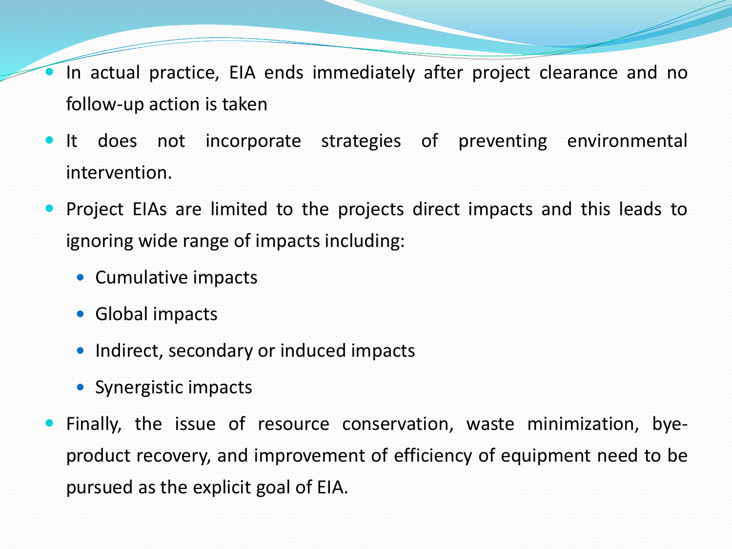- In actual practice, EIA ends immediately after project clearance and no follow-up action is taken
- It does not incorporate strategies of preventing environmental intervention.
- Project EIAs are limited to the projects direct impacts and this leads to ignoring wide range of impacts including:
  - Cumulative impacts
  - Global impacts
  - Indirect, secondary or induced impacts
  - Synergistic impacts
- Finally, the issue of resource conservation, waste minimization, bye-product recovery, and improvement of efficiency of equipment need to be pursued as the explicit goal of EIA.